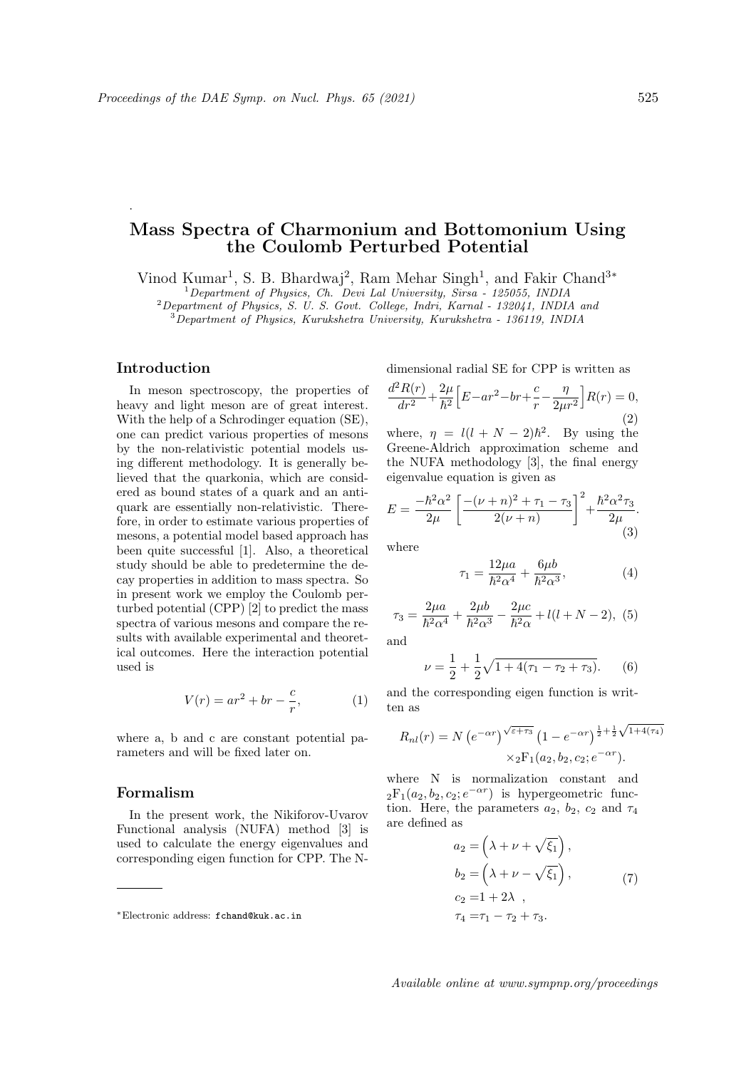# Mass Spectra of Charmonium and Bottomonium Using the Coulomb Perturbed Potential

Vinod Kumar[1], S. B. Bhardwaj[2], Ram Mehar Singh[1], and Fakir Chand[3*]

[1]*Department of Physics, Ch. Devi Lal University, Sirsa - 125055, INDIA*
[2]*Department of Physics, S. U. S. Govt. College, Indri, Karnal - 132041, INDIA and*
[3]*Department of Physics, Kurukshetra University, Kurukshetra - 136119, INDIA*

## Introduction

In meson spectroscopy, the properties of heavy and light meson are of great interest. With the help of a Schrodinger equation (SE), one can predict various properties of mesons by the non-relativistic potential models using different methodology. It is generally believed that the quarkonia, which are considered as bound states of a quark and an anti-quark are essentially non-relativistic. Therefore, in order to estimate various properties of mesons, a potential model based approach has been quite successful [1]. Also, a theoretical study should be able to predetermine the decay properties in addition to mass spectra. So in present work we employ the Coulomb perturbed potential (CPP) [2] to predict the mass spectra of various mesons and compare the results with available experimental and theoretical outcomes. Here the interaction potential used is

$$V(r) = ar^2 + br - \frac{c}{r}, \tag{1}$$

where a, b and c are constant potential parameters and will be fixed later on.

## Formalism

In the present work, the Nikiforov-Uvarov Functional analysis (NUFA) method [3] is used to calculate the energy eigenvalues and corresponding eigen function for CPP. The N-dimensional radial SE for CPP is written as

$$\frac{d^2R(r)}{dr^2} + \frac{2\mu}{\hbar^2}\Big[E - ar^2 - br + \frac{c}{r} - \frac{\eta}{2\mu r^2}\Big]R(r) = 0, \tag{2}$$

where, $\eta = l(l + N - 2)\hbar^2$. By using the Greene-Aldrich approximation scheme and the NUFA methodology [3], the final energy eigenvalue equation is given as

$$E = \frac{-\hbar^2\alpha^2}{2\mu}\left[\frac{-(\nu+n)^2 + \tau_1 - \tau_3}{2(\nu+n)}\right]^2 + \frac{\hbar^2\alpha^2\tau_3}{2\mu}. \tag{3}$$

where

$$\tau_1 = \frac{12\mu a}{\hbar^2\alpha^4} + \frac{6\mu b}{\hbar^2\alpha^3}, \tag{4}$$

$$\tau_3 = \frac{2\mu a}{\hbar^2\alpha^4} + \frac{2\mu b}{\hbar^2\alpha^3} - \frac{2\mu c}{\hbar^2\alpha} + l(l + N - 2), \tag{5}$$

and

$$\nu = \frac{1}{2} + \frac{1}{2}\sqrt{1 + 4(\tau_1 - \tau_2 + \tau_3)}. \tag{6}$$

and the corresponding eigen function is written as

$$R_{nl}(r) = N\left(e^{-\alpha r}\right)^{\sqrt{\varepsilon+\tau_3}}\left(1 - e^{-\alpha r}\right)^{\frac{1}{2}+\frac{1}{2}\sqrt{1+4(\tau_4)}} \times {}_2\mathrm{F}_1(a_2, b_2, c_2; e^{-\alpha r}).$$

where N is normalization constant and ${}_2\mathrm{F}_1(a_2, b_2, c_2; e^{-\alpha r})$ is hypergeometric function. Here, the parameters $a_2$, $b_2$, $c_2$ and $\tau_4$ are defined as

$$\begin{aligned} a_2 &= \left(\lambda + \nu + \sqrt{\xi_1}\right), \\ b_2 &= \left(\lambda + \nu - \sqrt{\xi_1}\right), \\ c_2 &= 1 + 2\lambda \ , \\ \tau_4 &= \tau_1 - \tau_2 + \tau_3. \end{aligned} \tag{7}$$

---

*Electronic address: fchand@kuk.ac.in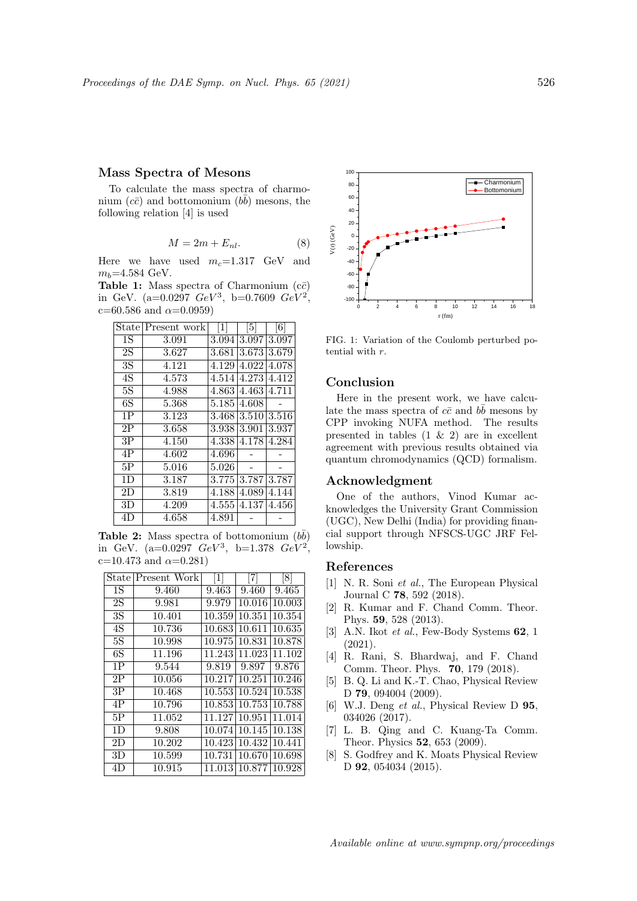## Mass Spectra of Mesons

To calculate the mass spectra of charmonium ($c\bar{c}$) and bottomonium ($b\bar{b}$) mesons, the following relation [4] is used

$$M = 2m + E_{nl}. \tag{8}$$

Here we have used $m_c$=1.317 GeV and $m_b$=4.584 GeV.

**Table 1:** Mass spectra of Charmonium ($c\bar{c}$) in GeV. (a=0.0297 $GeV^3$, b=0.7609 $GeV^2$, c=60.586 and $\alpha$=0.0959)

| State | Present work | [1] | [5] | [6] |
|---|---|---|---|---|
| 1S | 3.091 | 3.094 | 3.097 | 3.097 |
| 2S | 3.627 | 3.681 | 3.673 | 3.679 |
| 3S | 4.121 | 4.129 | 4.022 | 4.078 |
| 4S | 4.573 | 4.514 | 4.273 | 4.412 |
| 5S | 4.988 | 4.863 | 4.463 | 4.711 |
| 6S | 5.368 | 5.185 | 4.608 | - |
| 1P | 3.123 | 3.468 | 3.510 | 3.516 |
| 2P | 3.658 | 3.938 | 3.901 | 3.937 |
| 3P | 4.150 | 4.338 | 4.178 | 4.284 |
| 4P | 4.602 | 4.696 | - | - |
| 5P | 5.016 | 5.026 | - | - |
| 1D | 3.187 | 3.775 | 3.787 | 3.787 |
| 2D | 3.819 | 4.188 | 4.089 | 4.144 |
| 3D | 4.209 | 4.555 | 4.137 | 4.456 |
| 4D | 4.658 | 4.891 | - | - |

**Table 2:** Mass spectra of bottomonium ($b\bar{b}$) in GeV. (a=0.0297 $GeV^3$, b=1.378 $GeV^2$, c=10.473 and $\alpha$=0.281)

| State | Present Work | [1] | [7] | [8] |
|---|---|---|---|---|
| 1S | 9.460 | 9.463 | 9.460 | 9.465 |
| 2S | 9.981 | 9.979 | 10.016 | 10.003 |
| 3S | 10.401 | 10.359 | 10.351 | 10.354 |
| 4S | 10.736 | 10.683 | 10.611 | 10.635 |
| 5S | 10.998 | 10.975 | 10.831 | 10.878 |
| 6S | 11.196 | 11.243 | 11.023 | 11.102 |
| 1P | 9.544 | 9.819 | 9.897 | 9.876 |
| 2P | 10.056 | 10.217 | 10.251 | 10.246 |
| 3P | 10.468 | 10.553 | 10.524 | 10.538 |
| 4P | 10.796 | 10.853 | 10.753 | 10.788 |
| 5P | 11.052 | 11.127 | 10.951 | 11.014 |
| 1D | 9.808 | 10.074 | 10.145 | 10.138 |
| 2D | 10.202 | 10.423 | 10.432 | 10.441 |
| 3D | 10.599 | 10.731 | 10.670 | 10.698 |
| 4D | 10.915 | 11.013 | 10.877 | 10.928 |

Charmonium
Bottomonium
V(r) (GeV)
r (fm)
100 80 60 40 20 0 -20 -40 -60 -80 -100
0 2 4 6 8 10 12 14 16 18

FIG. 1: Variation of the Coulomb perturbed potential with $r$.

## Conclusion

Here in the present work, we have calculate the mass spectra of $c\bar{c}$ and $b\bar{b}$ mesons by CPP invoking NUFA method. The results presented in tables (1 & 2) are in excellent agreement with previous results obtained via quantum chromodynamics (QCD) formalism.

## Acknowledgment

One of the authors, Vinod Kumar acknowledges the University Grant Commission (UGC), New Delhi (India) for providing financial support through NFSCS-UGC JRF Fellowship.

## References

[1] N. R. Soni *et al.*, The European Physical Journal C **78**, 592 (2018).

[2] R. Kumar and F. Chand Comm. Theor. Phys. **59**, 528 (2013).

[3] A.N. Ikot *et al.*, Few-Body Systems **62**, 1 (2021).

[4] R. Rani, S. Bhardwaj, and F. Chand Comm. Theor. Phys. **70**, 179 (2018).

[5] B. Q. Li and K.-T. Chao, Physical Review D **79**, 094004 (2009).

[6] W.J. Deng *et al.*, Physical Review D **95**, 034026 (2017).

[7] L. B. Qing and C. Kuang-Ta Comm. Theor. Physics **52**, 653 (2009).

[8] S. Godfrey and K. Moats Physical Review D **92**, 054034 (2015).